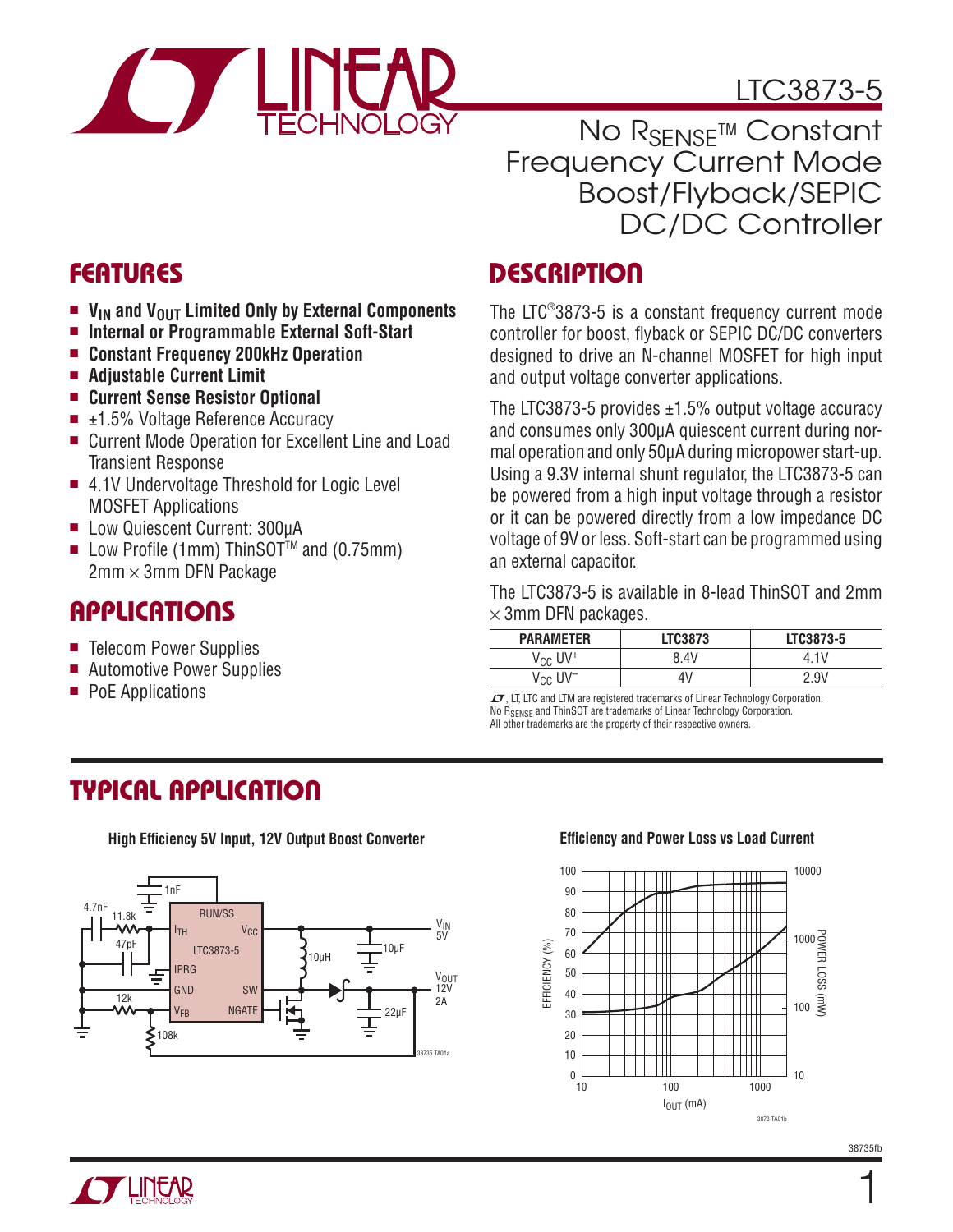# LTC3873-5

## No $R_{SENSE}$™ Constant Frequency Current Mode Boost/Flyback/SEPIC DC/DC Controller

## FEATURES

- **$V_{IN}$ and $V_{OUT}$ Limited Only by External Components**
- **Internal or Programmable External Soft-Start**
- **Constant Frequency 200kHz Operation**
- **Adjustable Current Limit**
- **Current Sense Resistor Optional**
- ±1.5% Voltage Reference Accuracy
- Current Mode Operation for Excellent Line and Load Transient Response
- 4.1V Undervoltage Threshold for Logic Level MOSFET Applications
- Low Quiescent Current: 300µA
- Low Profile (1mm) ThinSOT™ and (0.75mm) 2mm × 3mm DFN Package

## APPLICATIONS

- Telecom Power Supplies
- Automotive Power Supplies
- PoE Applications

## DESCRIPTION

The LTC®3873-5 is a constant frequency current mode controller for boost, flyback or SEPIC DC/DC converters designed to drive an N-channel MOSFET for high input and output voltage converter applications.

The LTC3873-5 provides ±1.5% output voltage accuracy and consumes only 300µA quiescent current during normal operation and only 50µA during micropower start-up. Using a 9.3V internal shunt regulator, the LTC3873-5 can be powered from a high input voltage through a resistor or it can be powered directly from a low impedance DC voltage of 9V or less. Soft-start can be programmed using an external capacitor.

The LTC3873-5 is available in 8-lead ThinSOT and 2mm × 3mm DFN packages.

| PARAMETER | LTC3873 | LTC3873-5 |
|---|---|---|
| $V_{CC}$ $UV^+$ | 8.4V | 4.1V |
| $V_{CC}$ $UV^-$ | 4V | 2.9V |

LT, LTC and LTM are registered trademarks of Linear Technology Corporation. No $R_{SENSE}$ and ThinSOT are trademarks of Linear Technology Corporation. All other trademarks are the property of their respective owners.

## TYPICAL APPLICATION

**High Efficiency 5V Input, 12V Output Boost Converter**

1nF
4.7nF
11.8k
47pF
12k
108k
RUN/SS
$I_{TH}$
$V_{CC}$
LTC3873-5
IPRG
GND
SW
$V_{FB}$
NGATE
10µH
10µF
22µF
$V_{IN}$ 5V
$V_{OUT}$ 12V 2A
38735 TA01a

**Efficiency and Power Loss vs Load Current**

EFFICIENCY (%)
0 10 20 30 40 50 60 70 80 90 100
POWER LOSS (mW)
10 100 1000 10000
$I_{OUT}$ (mA)
10 100 1000
3873 TA01b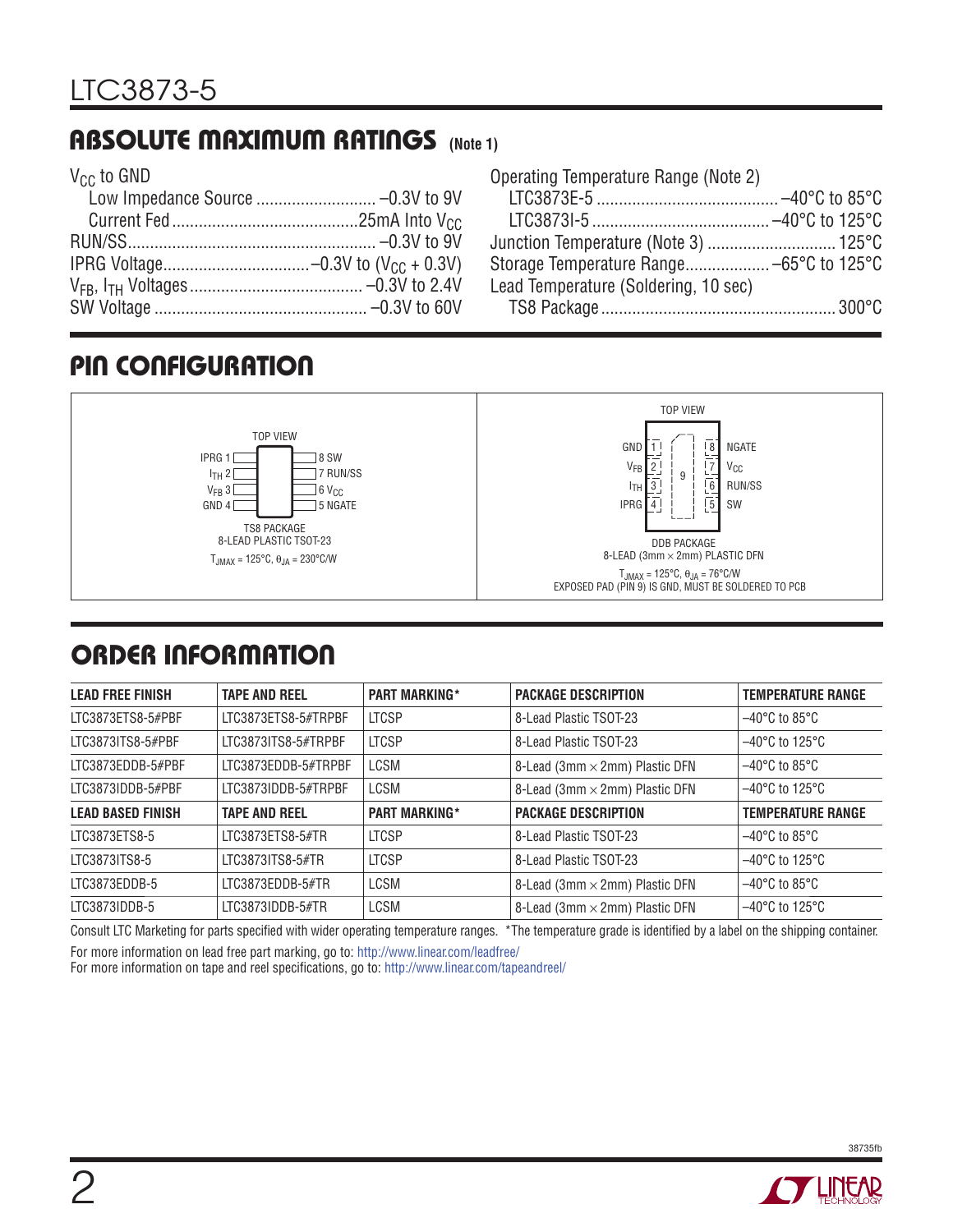## ABSOLUTE MAXIMUM RATINGS (Note 1)

$V_{CC}$ to GND
- Low Impedance Source ........................... –0.3V to 9V
- Current Fed ........................................... 25mA Into $V_{CC}$

RUN/SS........................................................ –0.3V to 9V
IPRG Voltage................................. –0.3V to ($V_{CC}$ + 0.3V)
$V_{FB}$, $I_{TH}$ Voltages........................................ –0.3V to 2.4V
SW Voltage ................................................ –0.3V to 60V

Operating Temperature Range (Note 2)
- LTC3873E-5 ......................................... –40°C to 85°C
- LTC3873I-5 ......................................... –40°C to 125°C

Junction Temperature (Note 3) ............................ 125°C
Storage Temperature Range.................. –65°C to 125°C
Lead Temperature (Soldering, 10 sec)
- TS8 Package ..................................................... 300°C

## PIN CONFIGURATION

TOP VIEW

IPRG 1, $I_{TH}$ 2, $V_{FB}$ 3, GND 4, 5 NGATE, 6 $V_{CC}$, 7 RUN/SS, 8 SW

TS8 PACKAGE
8-LEAD PLASTIC TSOT-23
$T_{JMAX}$ = 125°C, $\theta_{JA}$ = 230°C/W

TOP VIEW

GND 1, $V_{FB}$ 2, $I_{TH}$ 3, IPRG 4, 5 SW, 6 RUN/SS, 7 $V_{CC}$, 8 NGATE, 9

DDB PACKAGE
8-LEAD (3mm × 2mm) PLASTIC DFN
$T_{JMAX}$ = 125°C, $\theta_{JA}$ = 76°C/W
EXPOSED PAD (PIN 9) IS GND, MUST BE SOLDERED TO PCB

## ORDER INFORMATION

| LEAD FREE FINISH | TAPE AND REEL | PART MARKING* | PACKAGE DESCRIPTION | TEMPERATURE RANGE |
|---|---|---|---|---|
| LTC3873ETS8-5#PBF | LTC3873ETS8-5#TRPBF | LTCSP | 8-Lead Plastic TSOT-23 | –40°C to 85°C |
| LTC3873ITS8-5#PBF | LTC3873ITS8-5#TRPBF | LTCSP | 8-Lead Plastic TSOT-23 | –40°C to 125°C |
| LTC3873EDDB-5#PBF | LTC3873EDDB-5#TRPBF | LCSM | 8-Lead (3mm × 2mm) Plastic DFN | –40°C to 85°C |
| LTC3873IDDB-5#PBF | LTC3873IDDB-5#TRPBF | LCSM | 8-Lead (3mm × 2mm) Plastic DFN | –40°C to 125°C |
| **LEAD BASED FINISH** | **TAPE AND REEL** | **PART MARKING*** | **PACKAGE DESCRIPTION** | **TEMPERATURE RANGE** |
| LTC3873ETS8-5 | LTC3873ETS8-5#TR | LTCSP | 8-Lead Plastic TSOT-23 | –40°C to 85°C |
| LTC3873ITS8-5 | LTC3873ITS8-5#TR | LTCSP | 8-Lead Plastic TSOT-23 | –40°C to 125°C |
| LTC3873EDDB-5 | LTC3873EDDB-5#TR | LCSM | 8-Lead (3mm × 2mm) Plastic DFN | –40°C to 85°C |
| LTC3873IDDB-5 | LTC3873IDDB-5#TR | LCSM | 8-Lead (3mm × 2mm) Plastic DFN | –40°C to 125°C |

Consult LTC Marketing for parts specified with wider operating temperature ranges. *The temperature grade is identified by a label on the shipping container.

For more information on lead free part marking, go to: http://www.linear.com/leadfree/
For more information on tape and reel specifications, go to: http://www.linear.com/tapeandreel/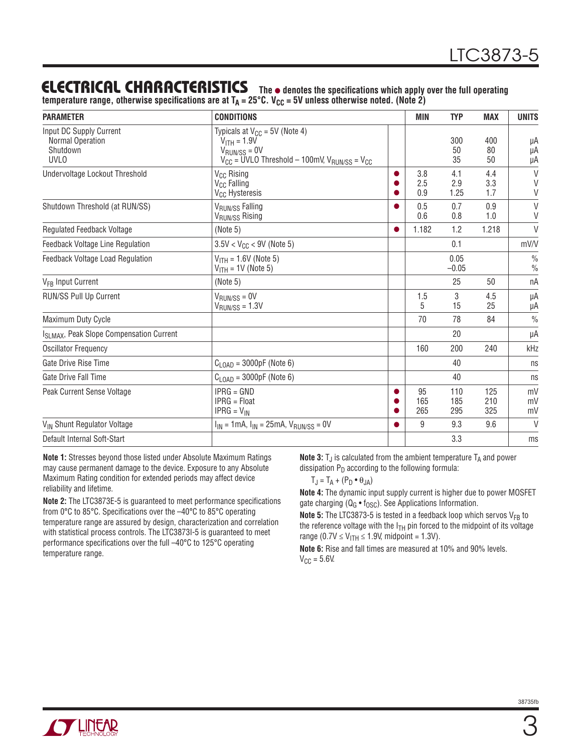## ELECTRICAL CHARACTERISTICS

**The ● denotes the specifications which apply over the full operating temperature range, otherwise specifications are at $T_A$ = 25°C. $V_{CC}$ = 5V unless otherwise noted. (Note 2)**

| PARAMETER | CONDITIONS | | MIN | TYP | MAX | UNITS |
|---|---|---|---|---|---|---|
| Input DC Supply Current<br>Normal Operation<br>Shutdown<br>UVLO | Typicals at $V_{CC}$ = 5V (Note 4)<br>$V_{ITH}$ = 1.9V<br>$V_{RUN/SS}$ = 0V<br>$V_{CC}$ = UVLO Threshold – 100mV, $V_{RUN/SS}$ = $V_{CC}$ | | | <br>300<br>50<br>35 | <br>400<br>80<br>50 | <br>µA<br>µA<br>µA |
| Undervoltage Lockout Threshold | $V_{CC}$ Rising<br>$V_{CC}$ Falling<br>$V_{CC}$ Hysteresis | ●<br>●<br>● | 3.8<br>2.5<br>0.9 | 4.1<br>2.9<br>1.25 | 4.4<br>3.3<br>1.7 | V<br>V<br>V |
| Shutdown Threshold (at RUN/SS) | $V_{RUN/SS}$ Falling<br>$V_{RUN/SS}$ Rising | ● | 0.5<br>0.6 | 0.7<br>0.8 | 0.9<br>1.0 | V<br>V |
| Regulated Feedback Voltage | (Note 5) | ● | 1.182 | 1.2 | 1.218 | V |
| Feedback Voltage Line Regulation | 3.5V < $V_{CC}$ < 9V (Note 5) | | | 0.1 | | mV/V |
| Feedback Voltage Load Regulation | $V_{ITH}$ = 1.6V (Note 5)<br>$V_{ITH}$ = 1V (Note 5) | | | 0.05<br>–0.05 | | %<br>% |
| $V_{FB}$ Input Current | (Note 5) | | | 25 | 50 | nA |
| RUN/SS Pull Up Current | $V_{RUN/SS}$ = 0V<br>$V_{RUN/SS}$ = 1.3V | | 1.5<br>5 | 3<br>15 | 4.5<br>25 | µA<br>µA |
| Maximum Duty Cycle | | | 70 | 78 | 84 | % |
| $I_{SLMAX}$, Peak Slope Compensation Current | | | | 20 | | µA |
| Oscillator Frequency | | | 160 | 200 | 240 | kHz |
| Gate Drive Rise Time | $C_{LOAD}$ = 3000pF (Note 6) | | | 40 | | ns |
| Gate Drive Fall Time | $C_{LOAD}$ = 3000pF (Note 6) | | | 40 | | ns |
| Peak Current Sense Voltage | IPRG = GND<br>IPRG = Float<br>IPRG = $V_{IN}$ | ●<br>●<br>● | 95<br>165<br>265 | 110<br>185<br>295 | 125<br>210<br>325 | mV<br>mV<br>mV |
| $V_{IN}$ Shunt Regulator Voltage | $I_{IN}$ = 1mA, $I_{IN}$ = 25mA, $V_{RUN/SS}$ = 0V | ● | 9 | 9.3 | 9.6 | V |
| Default Internal Soft-Start | | | | 3.3 | | ms |

**Note 1:** Stresses beyond those listed under Absolute Maximum Ratings may cause permanent damage to the device. Exposure to any Absolute Maximum Rating condition for extended periods may affect device reliability and lifetime.

**Note 2:** The LTC3873E-5 is guaranteed to meet performance specifications from 0°C to 85°C. Specifications over the –40°C to 85°C operating temperature range are assured by design, characterization and correlation with statistical process controls. The LTC3873I-5 is guaranteed to meet performance specifications over the full –40°C to 125°C operating temperature range.

**Note 3:** $T_J$ is calculated from the ambient temperature $T_A$ and power dissipation $P_D$ according to the following formula:

$$T_J = T_A + (P_D \bullet \theta_{JA})$$

**Note 4:** The dynamic input supply current is higher due to power MOSFET gate charging ($Q_G \bullet f_{OSC}$). See Applications Information.

**Note 5:** The LTC3873-5 is tested in a feedback loop which servos $V_{FB}$ to the reference voltage with the $I_{TH}$ pin forced to the midpoint of its voltage range ($0.7V \le V_{ITH} \le 1.9V$, midpoint = 1.3V).

**Note 6:** Rise and fall times are measured at 10% and 90% levels. $V_{CC}$ = 5.6V.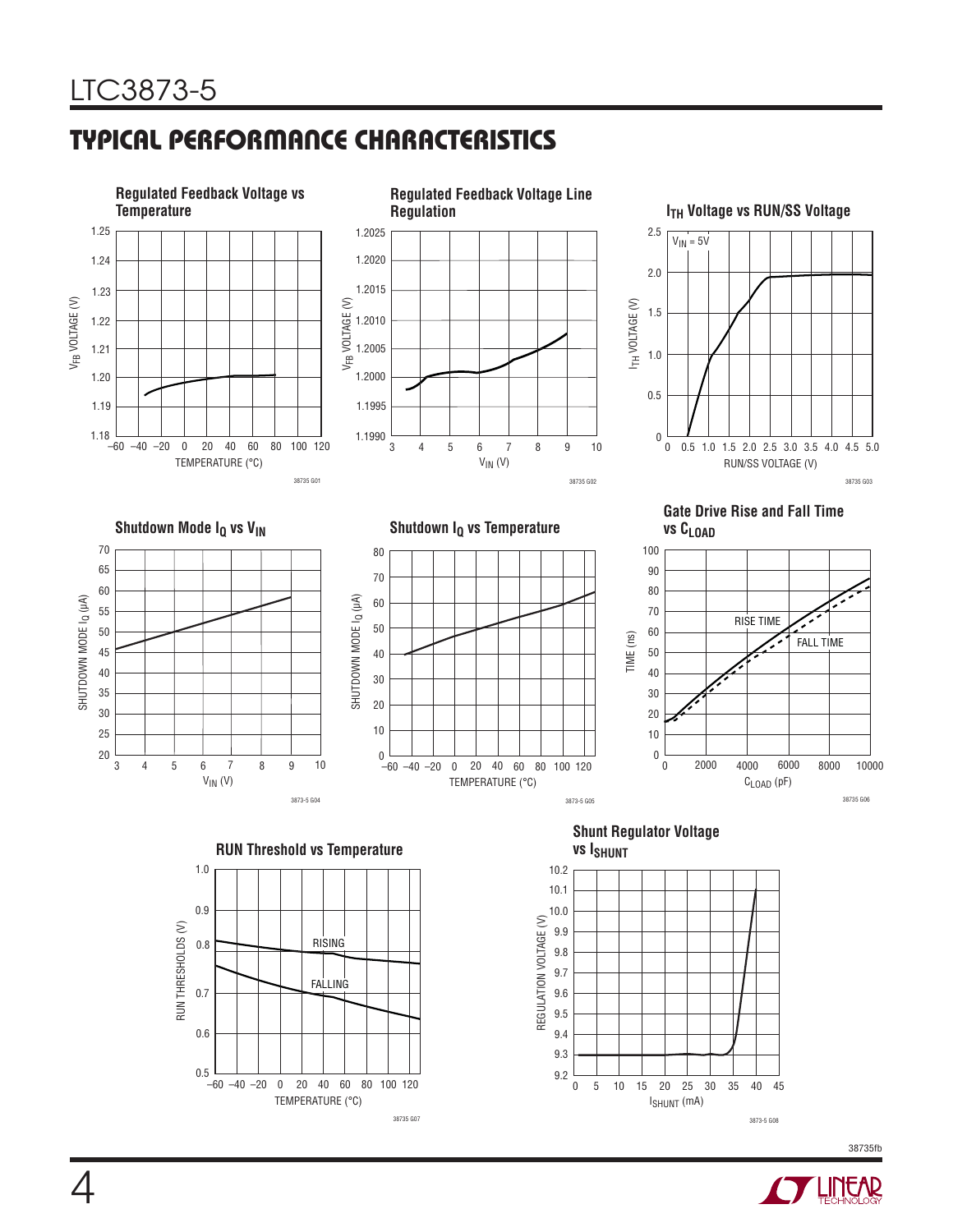## TYPICAL PERFORMANCE CHARACTERISTICS

**Regulated Feedback Voltage vs Temperature**

$V_{FB}$ VOLTAGE (V)
1.25
1.24
1.23
1.22
1.21
1.20
1.19
1.18
–60 –40 –20 0 20 40 60 80 100 120
TEMPERATURE (°C)
38735 G01

**Regulated Feedback Voltage Line Regulation**

$V_{FB}$ VOLTAGE (V)
1.2025
1.2020
1.2015
1.2010
1.2005
1.2000
1.1995
1.1990
3 4 5 6 7 8 9 10
$V_{IN}$ (V)
38735 G02

**$I_{TH}$ Voltage vs RUN/SS Voltage**

$V_{IN}$ = 5V
$I_{TH}$ VOLTAGE (V)
2.5
2.0
1.5
1.0
0.5
0
0 0.5 1.0 1.5 2.0 2.5 3.0 3.5 4.0 4.5 5.0
RUN/SS VOLTAGE (V)
38735 G03

**Shutdown Mode $I_Q$ vs $V_{IN}$**

SHUTDOWN MODE $I_Q$ (µA)
70
65
60
55
50
45
40
35
30
25
20
3 4 5 6 7 8 9 10
$V_{IN}$ (V)
3873-5 G04

**Shutdown $I_Q$ vs Temperature**

SHUTDOWN MODE $I_Q$ (µA)
80
70
60
50
40
30
20
10
0
–60 –40 –20 0 20 40 60 80 100 120
TEMPERATURE (°C)
3873-5 G05

**Gate Drive Rise and Fall Time vs $C_{LOAD}$**

TIME (ns)
100
90
80
70
60
50
40
30
20
10
0
0 2000 4000 6000 8000 10000
$C_{LOAD}$ (pF)
RISE TIME
FALL TIME
38735 G06

**RUN Threshold vs Temperature**

RUN THRESHOLDS (V)
1.0
0.9
0.8
0.7
0.6
0.5
–60 –40 –20 0 20 40 60 80 100 120
TEMPERATURE (°C)
RISING
FALLING
38735 G07

**Shunt Regulator Voltage vs $I_{SHUNT}$**

REGULATION VOLTAGE (V)
10.2
10.1
10.0
9.9
9.8
9.7
9.6
9.5
9.4
9.3
9.2
0 5 10 15 20 25 30 35 40 45
$I_{SHUNT}$ (mA)
3873-5 G08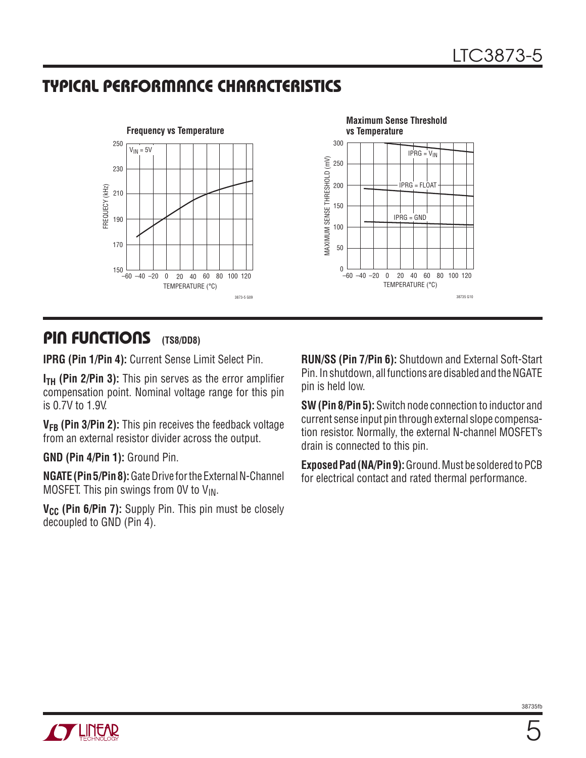## TYPICAL PERFORMANCE CHARACTERISTICS

**Frequency vs Temperature**

$V_{IN}$ = 5V

FREQUENCY (kHz)

250
230
210
190
170
150

–60 –40 –20 0 20 40 60 80 100 120

TEMPERATURE (°C)

3873-5 G09

**Maximum Sense Threshold vs Temperature**

MAXIMUM SENSE THRESHOLD (mV)

300
250
200
150
100
50
0

IPRG = $V_{IN}$

IPRG = FLOAT

IPRG = GND

–60 –40 –20 0 20 40 60 80 100 120

TEMPERATURE (°C)

38735 G10

## PIN FUNCTIONS (TS8/DD8)

**IPRG (Pin 1/Pin 4):** Current Sense Limit Select Pin.

**$I_{TH}$ (Pin 2/Pin 3):** This pin serves as the error amplifier compensation point. Nominal voltage range for this pin is 0.7V to 1.9V.

**$V_{FB}$ (Pin 3/Pin 2):** This pin receives the feedback voltage from an external resistor divider across the output.

**GND (Pin 4/Pin 1):** Ground Pin.

**NGATE (Pin 5/Pin 8):** Gate Drive for the External N-Channel MOSFET. This pin swings from 0V to $V_{IN}$.

**$V_{CC}$ (Pin 6/Pin 7):** Supply Pin. This pin must be closely decoupled to GND (Pin 4).

**RUN/SS (Pin 7/Pin 6):** Shutdown and External Soft-Start Pin. In shutdown, all functions are disabled and the NGATE pin is held low.

**SW (Pin 8/Pin 5):** Switch node connection to inductor and current sense input pin through external slope compensation resistor. Normally, the external N-channel MOSFET's drain is connected to this pin.

**Exposed Pad (NA/Pin 9):** Ground. Must be soldered to PCB for electrical contact and rated thermal performance.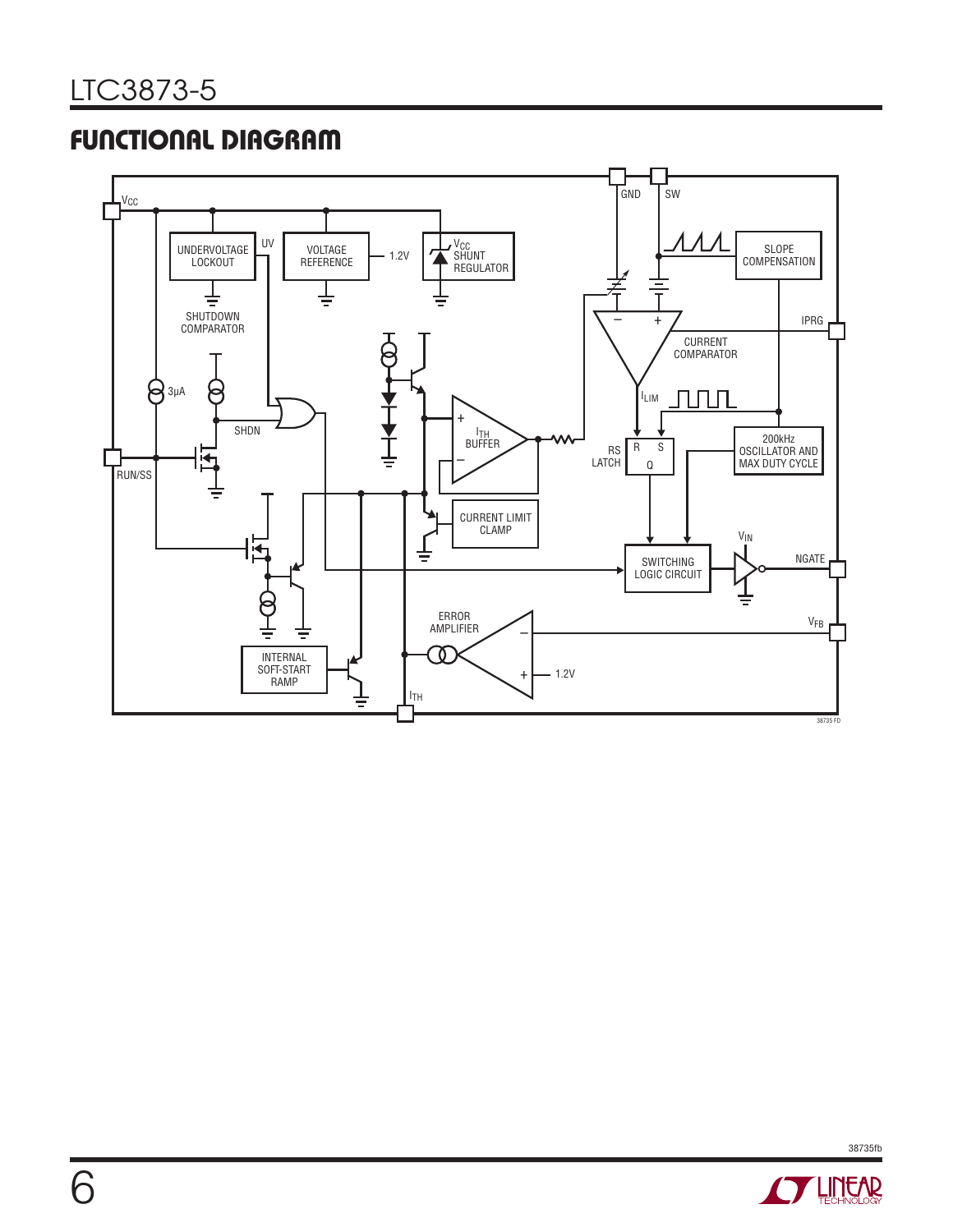## FUNCTIONAL DIAGRAM

$V_{CC}$

UNDERVOLTAGE LOCKOUT

UV

VOLTAGE REFERENCE

1.2V

$V_{CC}$ SHUNT REGULATOR

GND

SW

SLOPE COMPENSATION

SHUTDOWN COMPARATOR

IPRG

CURRENT COMPARATOR

3µA

$I_{LIM}$

SHDN

+

$I_{TH}$ BUFFER

–

RS LATCH

R S Q

200kHz OSCILLATOR AND MAX DUTY CYCLE

RUN/SS

CURRENT LIMIT CLAMP

$V_{IN}$

SWITCHING LOGIC CIRCUIT

NGATE

ERROR AMPLIFIER

$V_{FB}$

INTERNAL SOFT-START RAMP

1.2V

$I_{TH}$

38735 FD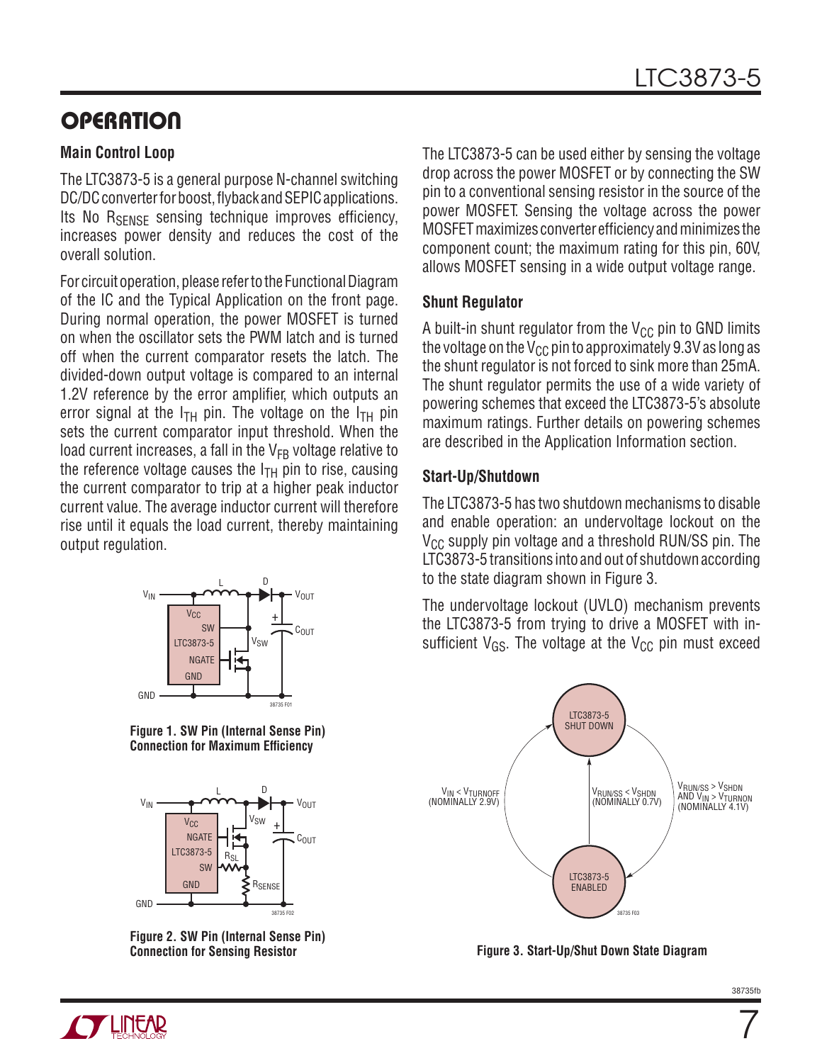## OPERATION

### Main Control Loop

The LTC3873-5 is a general purpose N-channel switching DC/DC converter for boost, flyback and SEPIC applications. Its No $R_{SENSE}$ sensing technique improves efficiency, increases power density and reduces the cost of the overall solution.

For circuit operation, please refer to the Functional Diagram of the IC and the Typical Application on the front page. During normal operation, the power MOSFET is turned on when the oscillator sets the PWM latch and is turned off when the current comparator resets the latch. The divided-down output voltage is compared to an internal 1.2V reference by the error amplifier, which outputs an error signal at the $I_{TH}$ pin. The voltage on the $I_{TH}$ pin sets the current comparator input threshold. When the load current increases, a fall in the $V_{FB}$ voltage relative to the reference voltage causes the $I_{TH}$ pin to rise, causing the current comparator to trip at a higher peak inductor current value. The average inductor current will therefore rise until it equals the load current, thereby maintaining output regulation.

**Figure 1. SW Pin (Internal Sense Pin) Connection for Maximum Efficiency**

**Figure 2. SW Pin (Internal Sense Pin) Connection for Sensing Resistor**

The LTC3873-5 can be used either by sensing the voltage drop across the power MOSFET or by connecting the SW pin to a conventional sensing resistor in the source of the power MOSFET. Sensing the voltage across the power MOSFET maximizes converter efficiency and minimizes the component count; the maximum rating for this pin, 60V, allows MOSFET sensing in a wide output voltage range.

### Shunt Regulator

A built-in shunt regulator from the $V_{CC}$ pin to GND limits the voltage on the $V_{CC}$ pin to approximately 9.3V as long as the shunt regulator is not forced to sink more than 25mA. The shunt regulator permits the use of a wide variety of powering schemes that exceed the LTC3873-5's absolute maximum ratings. Further details on powering schemes are described in the Application Information section.

### Start-Up/Shutdown

The LTC3873-5 has two shutdown mechanisms to disable and enable operation: an undervoltage lockout on the $V_{CC}$ supply pin voltage and a threshold RUN/SS pin. The LTC3873-5 transitions into and out of shutdown according to the state diagram shown in Figure 3.

The undervoltage lockout (UVLO) mechanism prevents the LTC3873-5 from trying to drive a MOSFET with insufficient $V_{GS}$. The voltage at the $V_{CC}$ pin must exceed

**Figure 3. Start-Up/Shut Down State Diagram**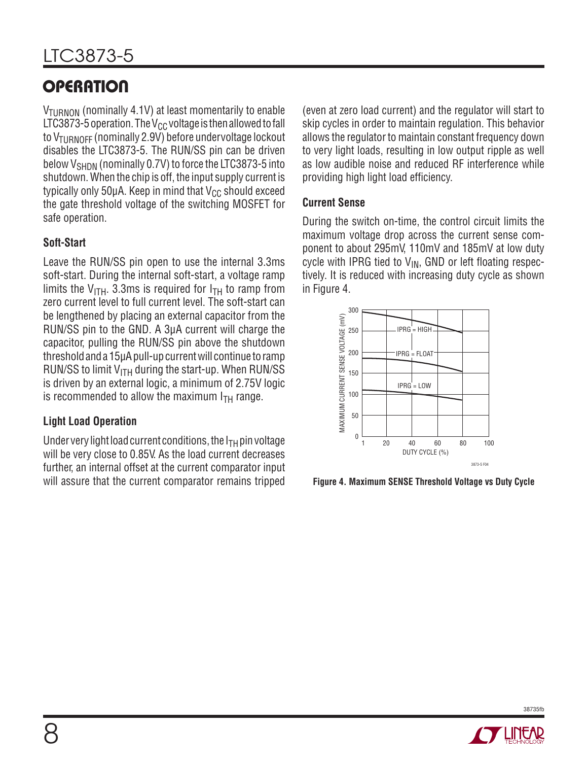## OPERATION

$V_{TURNON}$ (nominally 4.1V) at least momentarily to enable LTC3873-5 operation. The $V_{CC}$ voltage is then allowed to fall to $V_{TURNOFF}$ (nominally 2.9V) before undervoltage lockout disables the LTC3873-5. The RUN/SS pin can be driven below $V_{SHDN}$ (nominally 0.7V) to force the LTC3873-5 into shutdown. When the chip is off, the input supply current is typically only 50µA. Keep in mind that $V_{CC}$ should exceed the gate threshold voltage of the switching MOSFET for safe operation.

### Soft-Start

Leave the RUN/SS pin open to use the internal 3.3ms soft-start. During the internal soft-start, a voltage ramp limits the $V_{ITH}$. 3.3ms is required for $I_{TH}$ to ramp from zero current level to full current level. The soft-start can be lengthened by placing an external capacitor from the RUN/SS pin to the GND. A 3µA current will charge the capacitor, pulling the RUN/SS pin above the shutdown threshold and a 15µA pull-up current will continue to ramp RUN/SS to limit $V_{ITH}$ during the start-up. When RUN/SS is driven by an external logic, a minimum of 2.75V logic is recommended to allow the maximum $I_{TH}$ range.

### Light Load Operation

Under very light load current conditions, the $I_{TH}$ pin voltage will be very close to 0.85V. As the load current decreases further, an internal offset at the current comparator input will assure that the current comparator remains tripped (even at zero load current) and the regulator will start to skip cycles in order to maintain regulation. This behavior allows the regulator to maintain constant frequency down to very light loads, resulting in low output ripple as well as low audible noise and reduced RF interference while providing high light load efficiency.

### Current Sense

During the switch on-time, the control circuit limits the maximum voltage drop across the current sense component to about 295mV, 110mV and 185mV at low duty cycle with IPRG tied to $V_{IN}$, GND or left floating respectively. It is reduced with increasing duty cycle as shown in Figure 4.

MAXIMUM CURRENT SENSE VOLTAGE (mV)
0
50
100
150
200
250
300
DUTY CYCLE (%)
1
20
40
60
80
100
IPRG = HIGH
IPRG = FLOAT
IPRG = LOW
3873-5 F04

**Figure 4. Maximum SENSE Threshold Voltage vs Duty Cycle**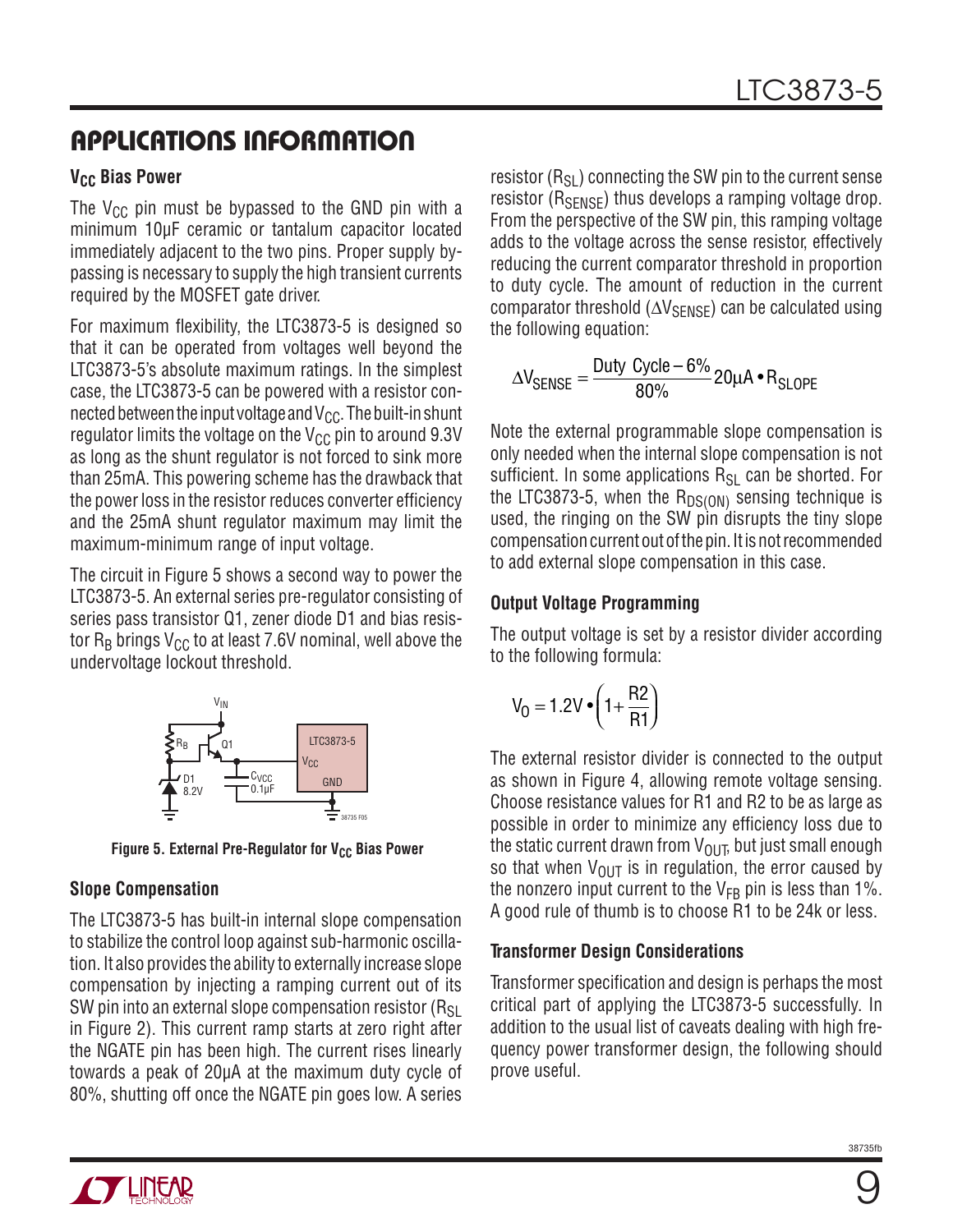## APPLICATIONS INFORMATION

### $V_{CC}$ Bias Power

The $V_{CC}$ pin must be bypassed to the GND pin with a minimum 10µF ceramic or tantalum capacitor located immediately adjacent to the two pins. Proper supply bypassing is necessary to supply the high transient currents required by the MOSFET gate driver.

For maximum flexibility, the LTC3873-5 is designed so that it can be operated from voltages well beyond the LTC3873-5's absolute maximum ratings. In the simplest case, the LTC3873-5 can be powered with a resistor connected between the input voltage and $V_{CC}$. The built-in shunt regulator limits the voltage on the $V_{CC}$ pin to around 9.3V as long as the shunt regulator is not forced to sink more than 25mA. This powering scheme has the drawback that the power loss in the resistor reduces converter efficiency and the 25mA shunt regulator maximum may limit the maximum-minimum range of input voltage.

The circuit in Figure 5 shows a second way to power the LTC3873-5. An external series pre-regulator consisting of series pass transistor Q1, zener diode D1 and bias resistor $R_B$ brings $V_{CC}$ to at least 7.6V nominal, well above the undervoltage lockout threshold.

$V_{IN}$

$R_B$

Q1

D1
8.2V

$C_{VCC}$
0.1µF

LTC3873-5

$V_{CC}$

GND

38735 F05

Figure 5. External Pre-Regulator for $V_{CC}$ Bias Power

### Slope Compensation

The LTC3873-5 has built-in internal slope compensation to stabilize the control loop against sub-harmonic oscillation. It also provides the ability to externally increase slope compensation by injecting a ramping current out of its SW pin into an external slope compensation resistor ($R_{SL}$ in Figure 2). This current ramp starts at zero right after the NGATE pin has been high. The current rises linearly towards a peak of 20µA at the maximum duty cycle of 80%, shutting off once the NGATE pin goes low. A series resistor ($R_{SL}$) connecting the SW pin to the current sense resistor ($R_{SENSE}$) thus develops a ramping voltage drop. From the perspective of the SW pin, this ramping voltage adds to the voltage across the sense resistor, effectively reducing the current comparator threshold in proportion to duty cycle. The amount of reduction in the current comparator threshold ($\Delta V_{SENSE}$) can be calculated using the following equation:

$$\Delta V_{SENSE} = \frac{\text{Duty Cycle} - 6\%}{80\%} 20\mu A \bullet R_{SLOPE}$$

Note the external programmable slope compensation is only needed when the internal slope compensation is not sufficient. In some applications $R_{SL}$ can be shorted. For the LTC3873-5, when the $R_{DS(ON)}$ sensing technique is used, the ringing on the SW pin disrupts the tiny slope compensation current out of the pin. It is not recommended to add external slope compensation in this case.

### Output Voltage Programming

The output voltage is set by a resistor divider according to the following formula:

$$V_O = 1.2V \bullet \left(1 + \frac{R2}{R1}\right)$$

The external resistor divider is connected to the output as shown in Figure 4, allowing remote voltage sensing. Choose resistance values for R1 and R2 to be as large as possible in order to minimize any efficiency loss due to the static current drawn from $V_{OUT}$, but just small enough so that when $V_{OUT}$ is in regulation, the error caused by the nonzero input current to the $V_{FB}$ pin is less than 1%. A good rule of thumb is to choose R1 to be 24k or less.

### Transformer Design Considerations

Transformer specification and design is perhaps the most critical part of applying the LTC3873-5 successfully. In addition to the usual list of caveats dealing with high frequency power transformer design, the following should prove useful.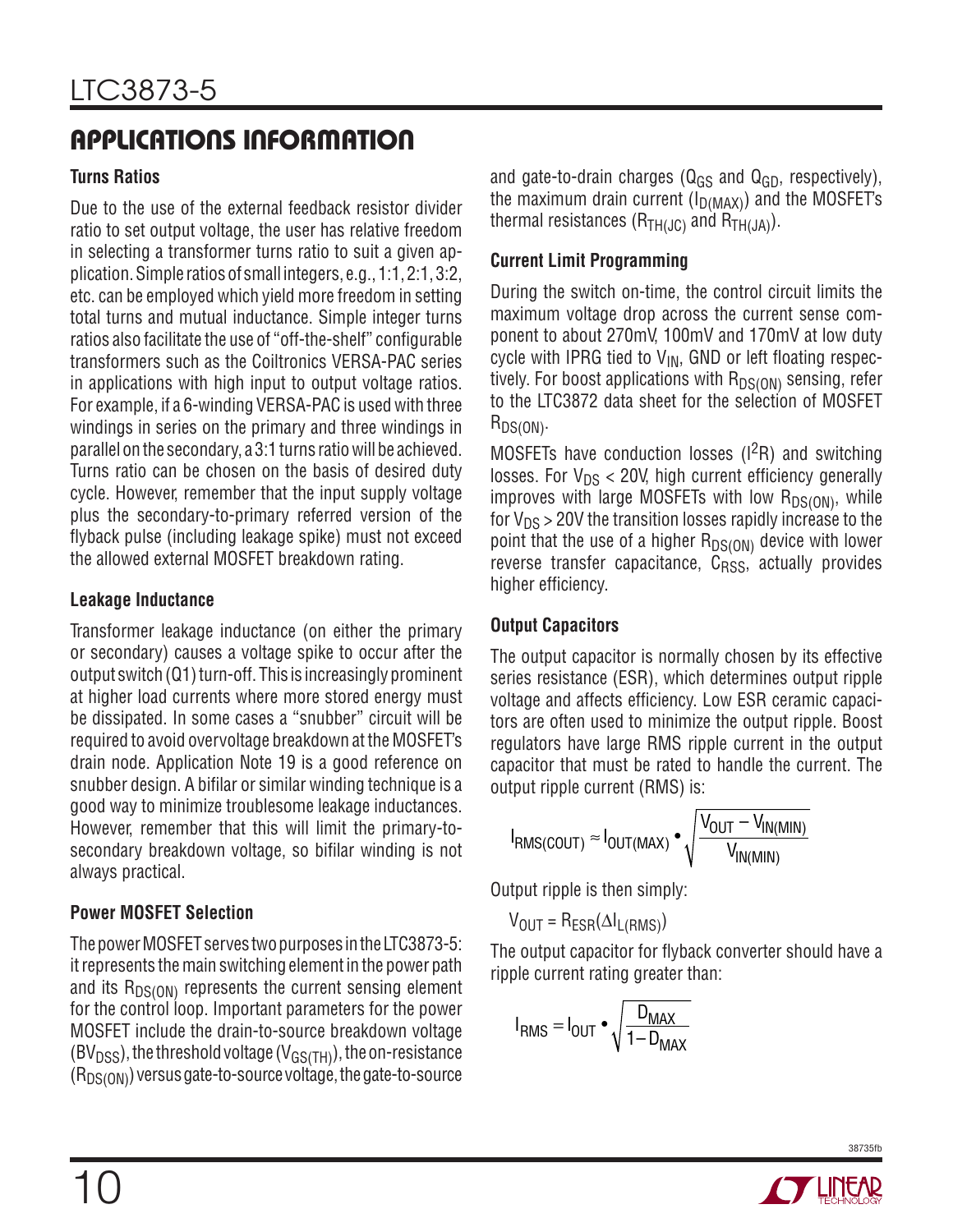## APPLICATIONS INFORMATION

### Turns Ratios

Due to the use of the external feedback resistor divider ratio to set output voltage, the user has relative freedom in selecting a transformer turns ratio to suit a given application. Simple ratios of small integers, e.g., 1:1, 2:1, 3:2, etc. can be employed which yield more freedom in setting total turns and mutual inductance. Simple integer turns ratios also facilitate the use of "off-the-shelf" configurable transformers such as the Coiltronics VERSA-PAC series in applications with high input to output voltage ratios. For example, if a 6-winding VERSA-PAC is used with three windings in series on the primary and three windings in parallel on the secondary, a 3:1 turns ratio will be achieved. Turns ratio can be chosen on the basis of desired duty cycle. However, remember that the input supply voltage plus the secondary-to-primary referred version of the flyback pulse (including leakage spike) must not exceed the allowed external MOSFET breakdown rating.

### Leakage Inductance

Transformer leakage inductance (on either the primary or secondary) causes a voltage spike to occur after the output switch (Q1) turn-off. This is increasingly prominent at higher load currents where more stored energy must be dissipated. In some cases a "snubber" circuit will be required to avoid overvoltage breakdown at the MOSFET's drain node. Application Note 19 is a good reference on snubber design. A bifilar or similar winding technique is a good way to minimize troublesome leakage inductances. However, remember that this will limit the primary-to-secondary breakdown voltage, so bifilar winding is not always practical.

### Power MOSFET Selection

The power MOSFET serves two purposes in the LTC3873-5: it represents the main switching element in the power path and its $R_{DS(ON)}$ represents the current sensing element for the control loop. Important parameters for the power MOSFET include the drain-to-source breakdown voltage ($BV_{DSS}$), the threshold voltage ($V_{GS(TH)}$), the on-resistance ($R_{DS(ON)}$) versus gate-to-source voltage, the gate-to-source and gate-to-drain charges ($Q_{GS}$ and $Q_{GD}$, respectively), the maximum drain current ($I_{D(MAX)}$) and the MOSFET's thermal resistances ($R_{TH(JC)}$ and $R_{TH(JA)}$).

### Current Limit Programming

During the switch on-time, the control circuit limits the maximum voltage drop across the current sense component to about 270mV, 100mV and 170mV at low duty cycle with IPRG tied to $V_{IN}$, GND or left floating respectively. For boost applications with $R_{DS(ON)}$ sensing, refer to the LTC3872 data sheet for the selection of MOSFET $R_{DS(ON)}$.

MOSFETs have conduction losses ($I^2R$) and switching losses. For $V_{DS}$ < 20V, high current efficiency generally improves with large MOSFETs with low $R_{DS(ON)}$, while for $V_{DS}$ > 20V the transition losses rapidly increase to the point that the use of a higher $R_{DS(ON)}$ device with lower reverse transfer capacitance, $C_{RSS}$, actually provides higher efficiency.

### Output Capacitors

The output capacitor is normally chosen by its effective series resistance (ESR), which determines output ripple voltage and affects efficiency. Low ESR ceramic capacitors are often used to minimize the output ripple. Boost regulators have large RMS ripple current in the output capacitor that must be rated to handle the current. The output ripple current (RMS) is:

$$I_{RMS(COUT)} \approx I_{OUT(MAX)} \bullet \sqrt{\frac{V_{OUT} - V_{IN(MIN)}}{V_{IN(MIN)}}}$$

Output ripple is then simply:

$$V_{OUT} = R_{ESR}(\Delta I_{L(RMS)})$$

The output capacitor for flyback converter should have a ripple current rating greater than:

$$I_{RMS} = I_{OUT} \bullet \sqrt{\frac{D_{MAX}}{1 - D_{MAX}}}$$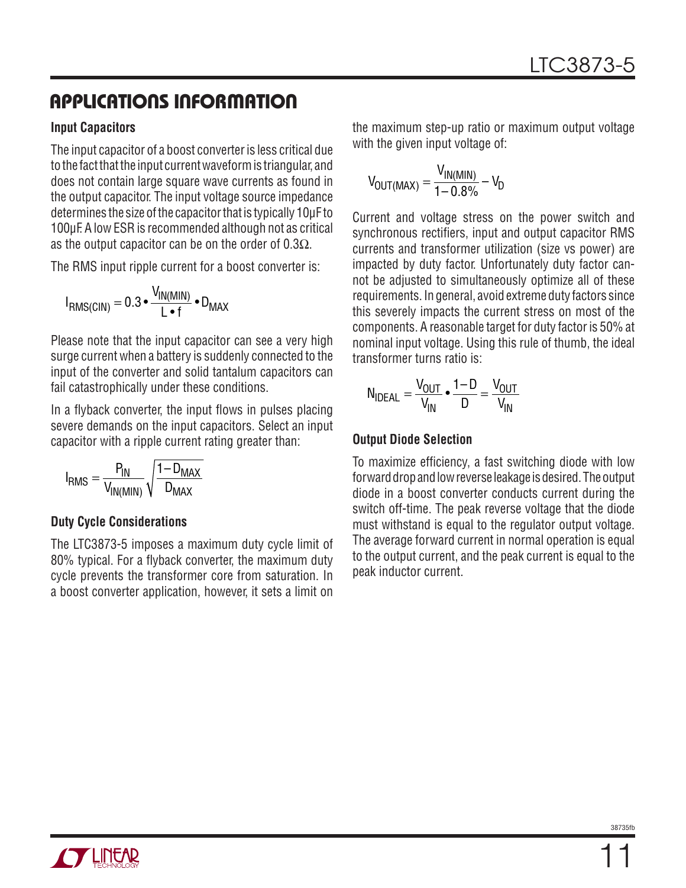## APPLICATIONS INFORMATION

### Input Capacitors

The input capacitor of a boost converter is less critical due to the fact that the input current waveform is triangular, and does not contain large square wave currents as found in the output capacitor. The input voltage source impedance determines the size of the capacitor that is typically 10µF to 100µF. A low ESR is recommended although not as critical as the output capacitor can be on the order of 0.3Ω.

The RMS input ripple current for a boost converter is:

$$I_{RMS(CIN)} = 0.3 \bullet \frac{V_{IN(MIN)}}{L \bullet f} \bullet D_{MAX}$$

Please note that the input capacitor can see a very high surge current when a battery is suddenly connected to the input of the converter and solid tantalum capacitors can fail catastrophically under these conditions.

In a flyback converter, the input flows in pulses placing severe demands on the input capacitors. Select an input capacitor with a ripple current rating greater than:

$$I_{RMS} = \frac{P_{IN}}{V_{IN(MIN)}} \sqrt{\frac{1-D_{MAX}}{D_{MAX}}}$$

### Duty Cycle Considerations

The LTC3873-5 imposes a maximum duty cycle limit of 80% typical. For a flyback converter, the maximum duty cycle prevents the transformer core from saturation. In a boost converter application, however, it sets a limit on the maximum step-up ratio or maximum output voltage with the given input voltage of:

$$V_{OUT(MAX)} = \frac{V_{IN(MIN)}}{1-0.8\%} - V_D$$

Current and voltage stress on the power switch and synchronous rectifiers, input and output capacitor RMS currents and transformer utilization (size vs power) are impacted by duty factor. Unfortunately duty factor cannot be adjusted to simultaneously optimize all of these requirements. In general, avoid extreme duty factors since this severely impacts the current stress on most of the components. A reasonable target for duty factor is 50% at nominal input voltage. Using this rule of thumb, the ideal transformer turns ratio is:

$$N_{IDEAL} = \frac{V_{OUT}}{V_{IN}} \bullet \frac{1-D}{D} = \frac{V_{OUT}}{V_{IN}}$$

### Output Diode Selection

To maximize efficiency, a fast switching diode with low forward drop and low reverse leakage is desired. The output diode in a boost converter conducts current during the switch off-time. The peak reverse voltage that the diode must withstand is equal to the regulator output voltage. The average forward current in normal operation is equal to the output current, and the peak current is equal to the peak inductor current.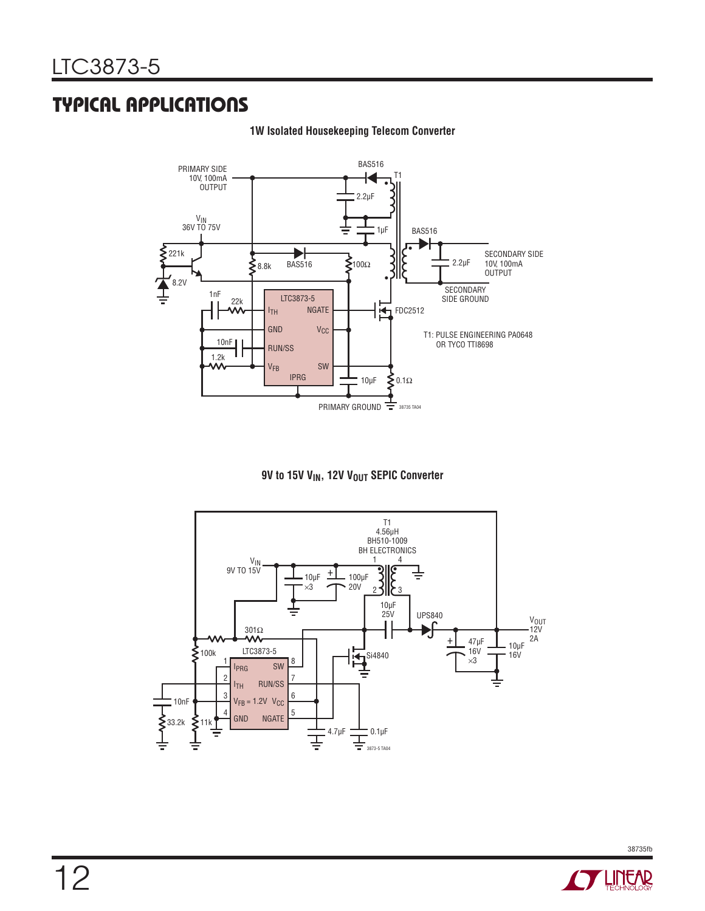## TYPICAL APPLICATIONS

**1W Isolated Housekeeping Telecom Converter**

PRIMARY SIDE
10V, 100mA
OUTPUT

BAS516
T1
2.2µF
1µF

$V_{IN}$
36V TO 75V

221k
8.2V
8.8k
BAS516
100Ω
BAS516
2.2µF

SECONDARY SIDE
10V, 100mA
OUTPUT

SECONDARY
SIDE GROUND

1nF
22k
LTC3873-5
$I_{TH}$
NGATE
FDC2512
GND
$V_{CC}$
10nF
RUN/SS
1.2k
$V_{FB}$
SW
IPRG
10µF
0.1Ω

T1: PULSE ENGINEERING PA0648
OR TYCO TTI8698

PRIMARY GROUND

38735 TA04

**9V to 15V $V_{IN}$, 12V $V_{OUT}$ SEPIC Converter**

T1
4.56µH
BH510-1009
BH ELECTRONICS
1
4

$V_{IN}$
9V TO 15V

10µF
×3
100µF
20V
2
3
10µF
25V
UPS840

$V_{OUT}$
12V
2A

301Ω
100k
LTC3873-5
1 $I_{PRG}$
SW 8
2 $I_{TH}$
RUN/SS 7
3 $V_{FB}$ = 1.2V
$V_{CC}$ 6
4 GND
NGATE 5
Si4840
47µF
16V
×3
10µF
16V
10nF
33.2k
11k
4.7µF
0.1µF

3873-5 TA04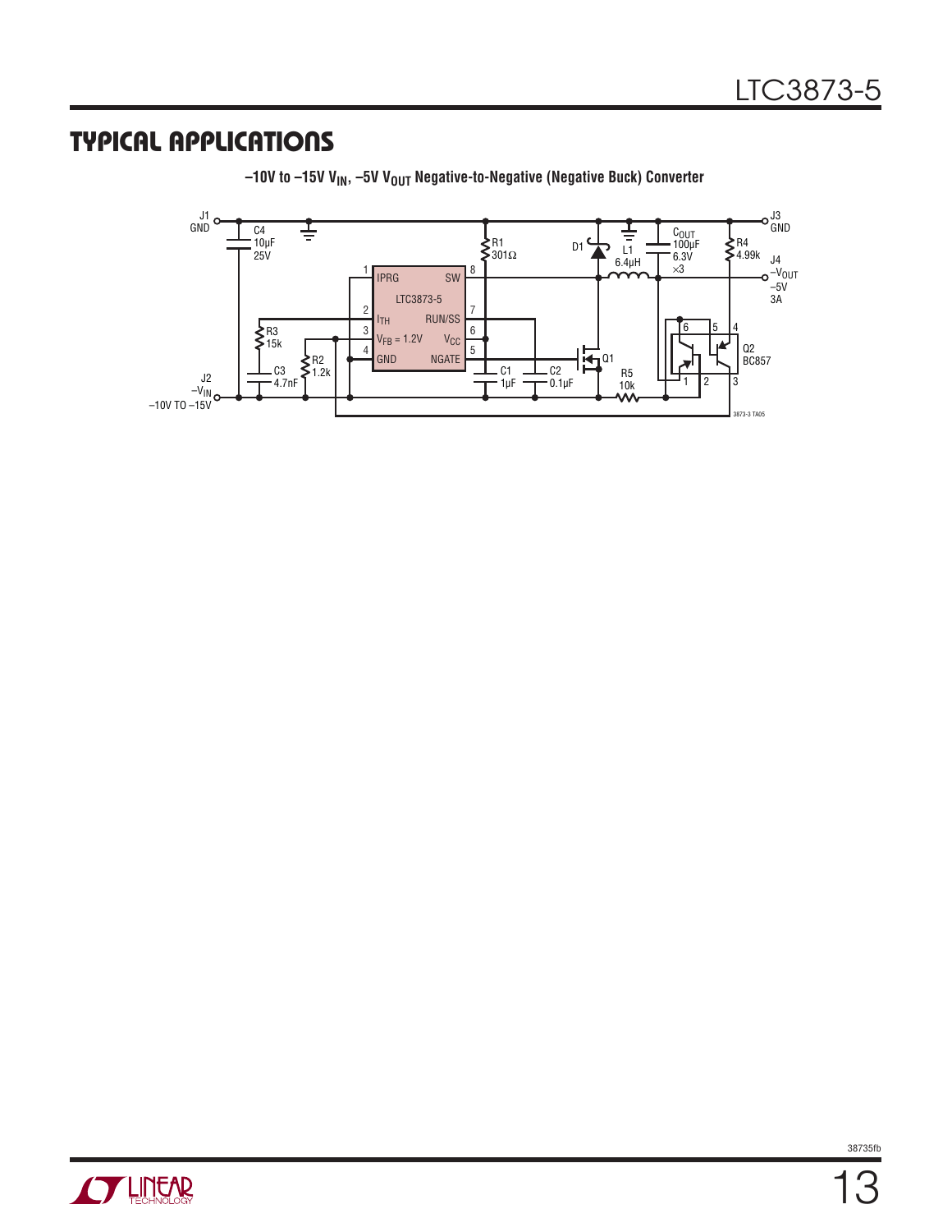## TYPICAL APPLICATIONS

**–10V to –15V $V_{IN}$, –5V $V_{OUT}$ Negative-to-Negative (Negative Buck) Converter**

J1
GND
C4
10µF
25V
R1
301Ω
D1
L1
6.4µH
$C_{OUT}$
100µF
6.3V
×3
R4
4.99k
J3
GND
J4
$–V_{OUT}$
–5V
3A
1
IPRG
SW
8
LTC3873-5
2
$I_{TH}$
RUN/SS
7
3
$V_{FB}$ = 1.2V
$V_{CC}$
6
4
GND
NGATE
5
R3
15k
R2
1.2k
C3
4.7nF
C1
1µF
C2
0.1µF
Q1
R5
10k
6
5
4
1
2
3
Q2
BC857
J2
$–V_{IN}$
–10V TO –15V
3873-3 TA05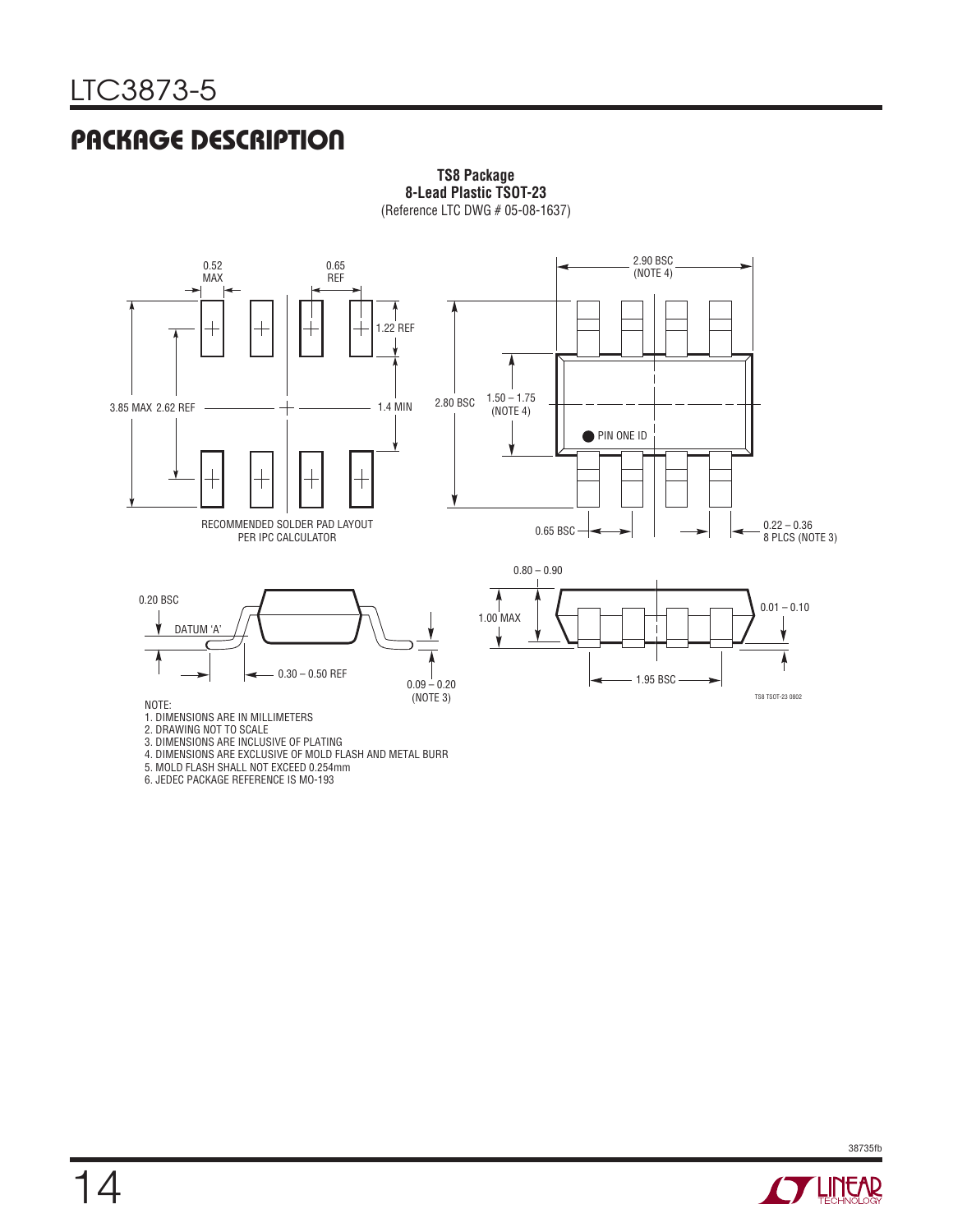## PACKAGE DESCRIPTION

**TS8 Package**
**8-Lead Plastic TSOT-23**
(Reference LTC DWG # 05-08-1637)

0.52
MAX

0.65
REF

1.22 REF

3.85 MAX 2.62 REF

1.4 MIN

RECOMMENDED SOLDER PAD LAYOUT
PER IPC CALCULATOR

2.90 BSC
(NOTE 4)

2.80 BSC

1.50 – 1.75
(NOTE 4)

PIN ONE ID

0.65 BSC

0.22 – 0.36
8 PLCS (NOTE 3)

0.20 BSC

DATUM 'A'

0.30 – 0.50 REF

0.09 – 0.20
(NOTE 3)

0.80 – 0.90

1.00 MAX

0.01 – 0.10

1.95 BSC

TS8 TSOT-23 0802

NOTE:
1. DIMENSIONS ARE IN MILLIMETERS
2. DRAWING NOT TO SCALE
3. DIMENSIONS ARE INCLUSIVE OF PLATING
4. DIMENSIONS ARE EXCLUSIVE OF MOLD FLASH AND METAL BURR
5. MOLD FLASH SHALL NOT EXCEED 0.254mm
6. JEDEC PACKAGE REFERENCE IS MO-193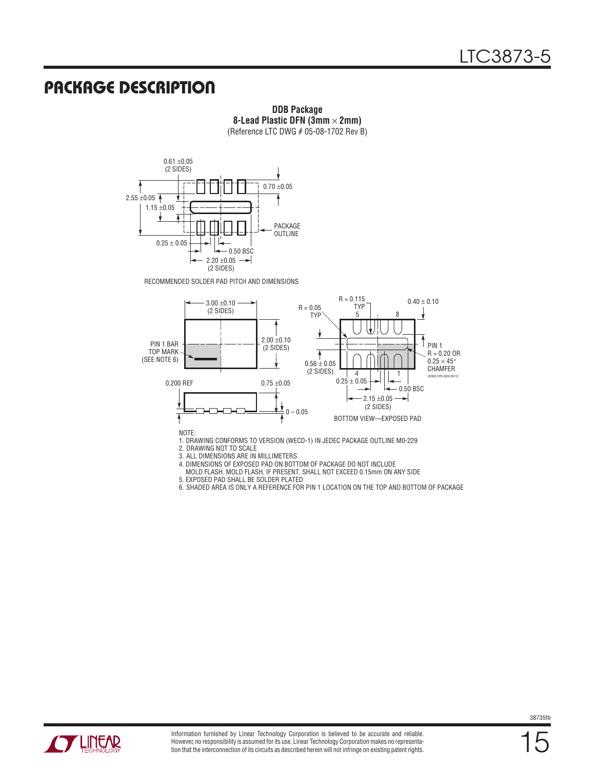## PACKAGE DESCRIPTION

**DDB Package**
**8-Lead Plastic DFN (3mm × 2mm)**
(Reference LTC DWG # 05-08-1702 Rev B)

0.61 ±0.05
(2 SIDES)
0.70 ±0.05
2.55 ±0.05
1.15 ±0.05
PACKAGE
OUTLINE
0.25 ± 0.05
0.50 BSC
2.20 ±0.05
(2 SIDES)

RECOMMENDED SOLDER PAD PITCH AND DIMENSIONS

3.00 ±0.10
(2 SIDES)
R = 0.05
TYP
R = 0.115
TYP
0.40 ± 0.10
5
8
PIN 1 BAR
TOP MARK
(SEE NOTE 6)
2.00 ±0.10
(2 SIDES)
0.56 ± 0.05
(2 SIDES)
PIN 1
R = 0.20 OR
0.25 × 45°
CHAMFER
(DDB8) DFN 0905 REV B
4
1
0.25 ± 0.05
0.50 BSC
2.15 ±0.05
(2 SIDES)
0.200 REF
0.75 ±0.05
0 – 0.05
BOTTOM VIEW—EXPOSED PAD

NOTE:
1. DRAWING CONFORMS TO VERSION (WECD-1) IN JEDEC PACKAGE OUTLINE M0-229
2. DRAWING NOT TO SCALE
3. ALL DIMENSIONS ARE IN MILLIMETERS
4. DIMENSIONS OF EXPOSED PAD ON BOTTOM OF PACKAGE DO NOT INCLUDE MOLD FLASH. MOLD FLASH, IF PRESENT, SHALL NOT EXCEED 0.15mm ON ANY SIDE
5. EXPOSED PAD SHALL BE SOLDER PLATED
6. SHADED AREA IS ONLY A REFERENCE FOR PIN 1 LOCATION ON THE TOP AND BOTTOM OF PACKAGE

Information furnished by Linear Technology Corporation is believed to be accurate and reliable. However, no responsibility is assumed for its use. Linear Technology Corporation makes no representation that the interconnection of its circuits as described herein will not infringe on existing patent rights.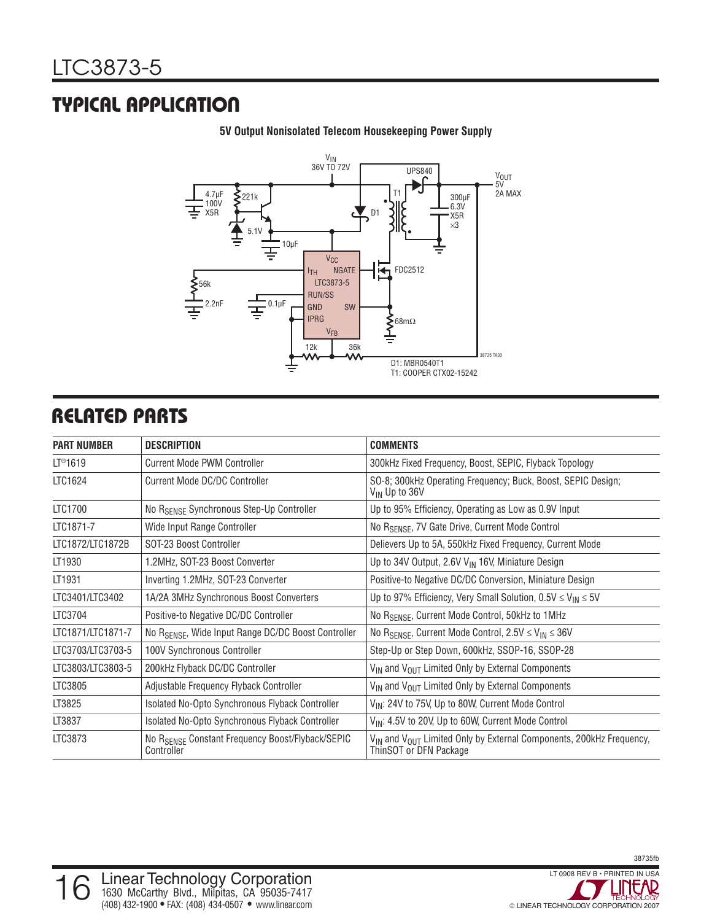## TYPICAL APPLICATION

**5V Output Nonisolated Telecom Housekeeping Power Supply**

$V_{IN}$
36V TO 72V
UPS840
$V_{OUT}$
5V
2A MAX
4.7µF
100V
X5R
221k
T1
300µF
6.3V
X5R
×3
D1
5.1V
10µF
$V_{CC}$
$I_{TH}$
NGATE
FDC2512
56k
LTC3873-5
RUN/SS
2.2nF
0.1µF
GND
SW
IPRG
68mΩ
$V_{FB}$
12k
36k
38735 TA03
D1: MBR0540T1
T1: COOPER CTX02-15242

## RELATED PARTS

| PART NUMBER | DESCRIPTION | COMMENTS |
|---|---|---|
| LT®1619 | Current Mode PWM Controller | 300kHz Fixed Frequency, Boost, SEPIC, Flyback Topology |
| LTC1624 | Current Mode DC/DC Controller | SO-8; 300kHz Operating Frequency; Buck, Boost, SEPIC Design; $V_{IN}$ Up to 36V |
| LTC1700 | No $R_{SENSE}$ Synchronous Step-Up Controller | Up to 95% Efficiency, Operating as Low as 0.9V Input |
| LTC1871-7 | Wide Input Range Controller | No $R_{SENSE}$, 7V Gate Drive, Current Mode Control |
| LTC1872/LTC1872B | SOT-23 Boost Controller | Delievers Up to 5A, 550kHz Fixed Frequency, Current Mode |
| LT1930 | 1.2MHz, SOT-23 Boost Converter | Up to 34V Output, 2.6V $V_{IN}$ 16V, Miniature Design |
| LT1931 | Inverting 1.2MHz, SOT-23 Converter | Positive-to Negative DC/DC Conversion, Miniature Design |
| LTC3401/LTC3402 | 1A/2A 3MHz Synchronous Boost Converters | Up to 97% Efficiency, Very Small Solution, $0.5V \le V_{IN} \le 5V$ |
| LTC3704 | Positive-to Negative DC/DC Controller | No $R_{SENSE}$, Current Mode Control, 50kHz to 1MHz |
| LTC1871/LTC1871-7 | No $R_{SENSE}$, Wide Input Range DC/DC Boost Controller | No $R_{SENSE}$, Current Mode Control, $2.5V \le V_{IN} \le 36V$ |
| LTC3703/LTC3703-5 | 100V Synchronous Controller | Step-Up or Step Down, 600kHz, SSOP-16, SSOP-28 |
| LTC3803/LTC3803-5 | 200kHz Flyback DC/DC Controller | $V_{IN}$ and $V_{OUT}$ Limited Only by External Components |
| LTC3805 | Adjustable Frequency Flyback Controller | $V_{IN}$ and $V_{OUT}$ Limited Only by External Components |
| LT3825 | Isolated No-Opto Synchronous Flyback Controller | $V_{IN}$: 24V to 75V, Up to 80W, Current Mode Control |
| LT3837 | Isolated No-Opto Synchronous Flyback Controller | $V_{IN}$: 4.5V to 20V, Up to 60W, Current Mode Control |
| LTC3873 | No $R_{SENSE}$ Constant Frequency Boost/Flyback/SEPIC Controller | $V_{IN}$ and $V_{OUT}$ Limited Only by External Components, 200kHz Frequency, ThinSOT or DFN Package |

Linear Technology Corporation
1630 McCarthy Blvd., Milpitas, CA 95035-7417
(408) 432-1900 • FAX: (408) 434-0507 • www.linear.com

LT 0908 REV B • PRINTED IN USA
© LINEAR TECHNOLOGY CORPORATION 2007